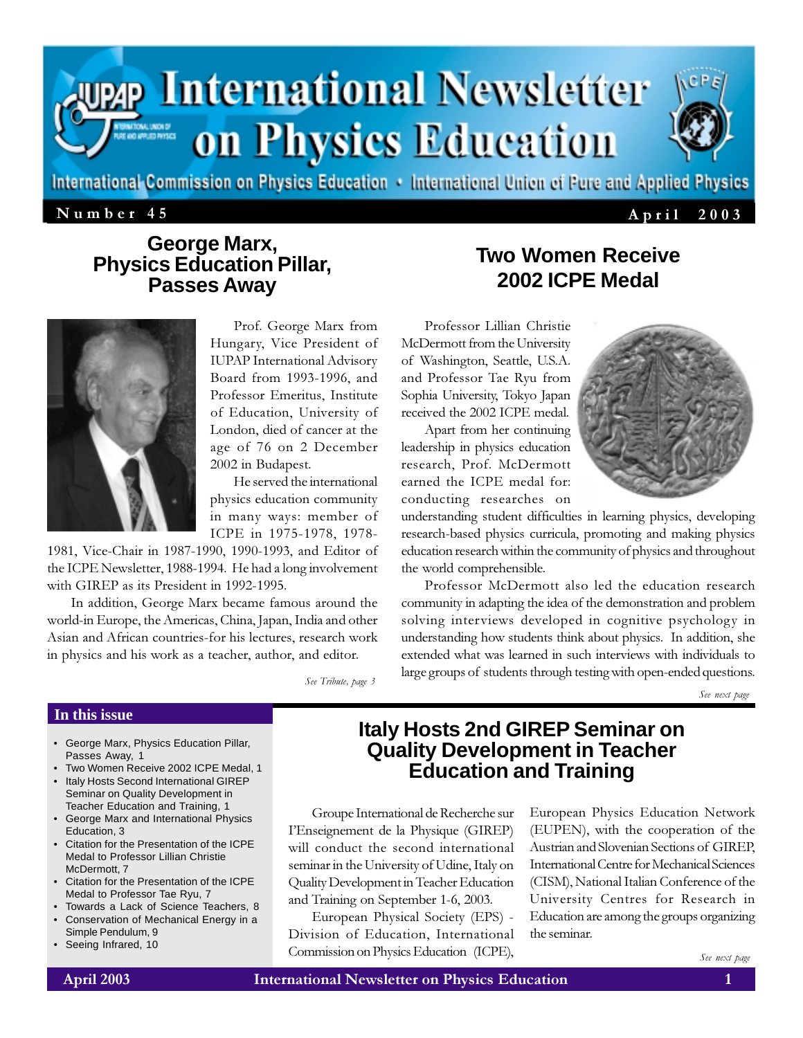# International Newsletter on Physics Education

International Commission on Physics Education • International Union of Pure and Applied Physics

**Number 45** **April 2003**

## George Marx, Physics Education Pillar, Passes Away

Prof. George Marx from Hungary, Vice President of IUPAP International Advisory Board from 1993-1996, and Professor Emeritus, Institute of Education, University of London, died of cancer at the age of 76 on 2 December 2002 in Budapest.

He served the international physics education community in many ways: member of ICPE in 1975-1978, 1978-1981, Vice-Chair in 1987-1990, 1990-1993, and Editor of the ICPE Newsletter, 1988-1994. He had a long involvement with GIREP as its President in 1992-1995.

In addition, George Marx became famous around the world-in Europe, the Americas, China, Japan, India and other Asian and African countries-for his lectures, research work in physics and his work as a teacher, author, and editor.

*See Tribute, page 3*

## Two Women Receive 2002 ICPE Medal

Professor Lillian Christie McDermott from the University of Washington, Seattle, U.S.A. and Professor Tae Ryu from Sophia University, Tokyo Japan received the 2002 ICPE medal.

Apart from her continuing leadership in physics education research, Prof. McDermott earned the ICPE medal for: conducting researches on understanding student difficulties in learning physics, developing research-based physics curricula, promoting and making physics education research within the community of physics and throughout the world comprehensible.

Professor McDermott also led the education research community in adapting the idea of the demonstration and problem solving interviews developed in cognitive psychology in understanding how students think about physics. In addition, she extended what was learned in such interviews with individuals to large groups of students through testing with open-ended questions.

*See next page*

### In this issue

- George Marx, Physics Education Pillar, Passes Away, 1
- Two Women Receive 2002 ICPE Medal, 1
- Italy Hosts Second International GIREP Seminar on Quality Development in Teacher Education and Training, 1
- George Marx and International Physics Education, 3
- Citation for the Presentation of the ICPE Medal to Professor Lillian Christie McDermott, 7
- Citation for the Presentation of the ICPE Medal to Professor Tae Ryu, 7
- Towards a Lack of Science Teachers, 8
- Conservation of Mechanical Energy in a Simple Pendulum, 9
- Seeing Infrared, 10

## Italy Hosts 2nd GIREP Seminar on Quality Development in Teacher Education and Training

Groupe International de Recherche sur l'Enseignement de la Physique (GIREP) will conduct the second international seminar in the University of Udine, Italy on Quality Development in Teacher Education and Training on September 1-6, 2003.

European Physical Society (EPS) - Division of Education, International Commission on Physics Education (ICPE), European Physics Education Network (EUPEN), with the cooperation of the Austrian and Slovenian Sections of GIREP, International Centre for Mechanical Sciences (CISM), National Italian Conference of the University Centres for Research in Education are among the groups organizing the seminar.

*See next page*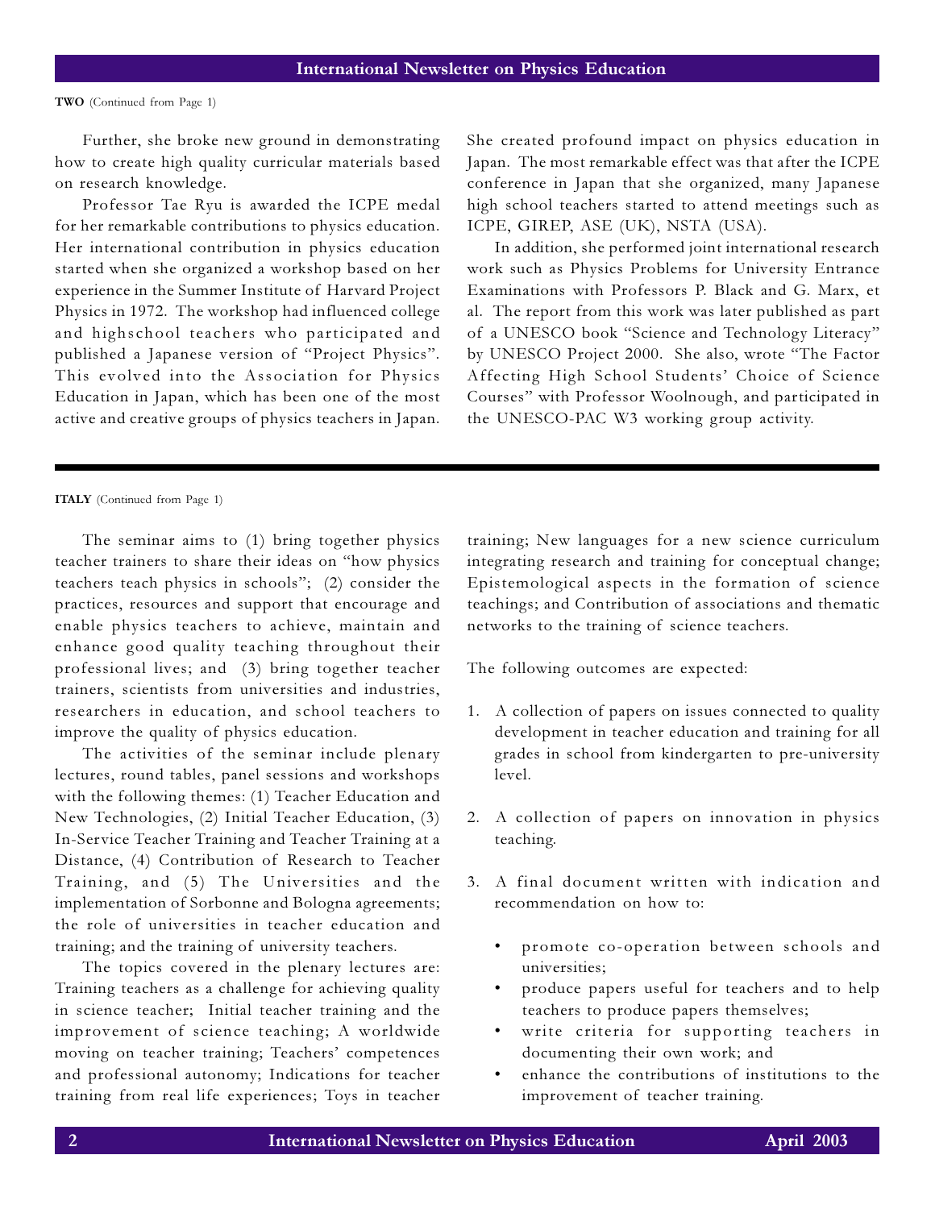**TWO** (Continued from Page 1)

Further, she broke new ground in demonstrating how to create high quality curricular materials based on research knowledge.

Professor Tae Ryu is awarded the ICPE medal for her remarkable contributions to physics education. Her international contribution in physics education started when she organized a workshop based on her experience in the Summer Institute of Harvard Project Physics in 1972. The workshop had influenced college and highschool teachers who participated and published a Japanese version of "Project Physics". This evolved into the Association for Physics Education in Japan, which has been one of the most active and creative groups of physics teachers in Japan. She created profound impact on physics education in Japan. The most remarkable effect was that after the ICPE conference in Japan that she organized, many Japanese high school teachers started to attend meetings such as ICPE, GIREP, ASE (UK), NSTA (USA).

In addition, she performed joint international research work such as Physics Problems for University Entrance Examinations with Professors P. Black and G. Marx, et al. The report from this work was later published as part of a UNESCO book "Science and Technology Literacy" by UNESCO Project 2000. She also, wrote "The Factor Affecting High School Students' Choice of Science Courses" with Professor Woolnough, and participated in the UNESCO-PAC W3 working group activity.

---

**ITALY** (Continued from Page 1)

The seminar aims to (1) bring together physics teacher trainers to share their ideas on "how physics teachers teach physics in schools"; (2) consider the practices, resources and support that encourage and enable physics teachers to achieve, maintain and enhance good quality teaching throughout their professional lives; and (3) bring together teacher trainers, scientists from universities and industries, researchers in education, and school teachers to improve the quality of physics education.

The activities of the seminar include plenary lectures, round tables, panel sessions and workshops with the following themes: (1) Teacher Education and New Technologies, (2) Initial Teacher Education, (3) In-Service Teacher Training and Teacher Training at a Distance, (4) Contribution of Research to Teacher Training, and (5) The Universities and the implementation of Sorbonne and Bologna agreements; the role of universities in teacher education and training; and the training of university teachers.

The topics covered in the plenary lectures are: Training teachers as a challenge for achieving quality in science teacher; Initial teacher training and the improvement of science teaching; A worldwide moving on teacher training; Teachers' competences and professional autonomy; Indications for teacher training from real life experiences; Toys in teacher training; New languages for a new science curriculum integrating research and training for conceptual change; Epistemological aspects in the formation of science teachings; and Contribution of associations and thematic networks to the training of science teachers.

The following outcomes are expected:

1. A collection of papers on issues connected to quality development in teacher education and training for all grades in school from kindergarten to pre-university level.

2. A collection of papers on innovation in physics teaching.

3. A final document written with indication and recommendation on how to:

   - promote co-operation between schools and universities;
   - produce papers useful for teachers and to help teachers to produce papers themselves;
   - write criteria for supporting teachers in documenting their own work; and
   - enhance the contributions of institutions to the improvement of teacher training.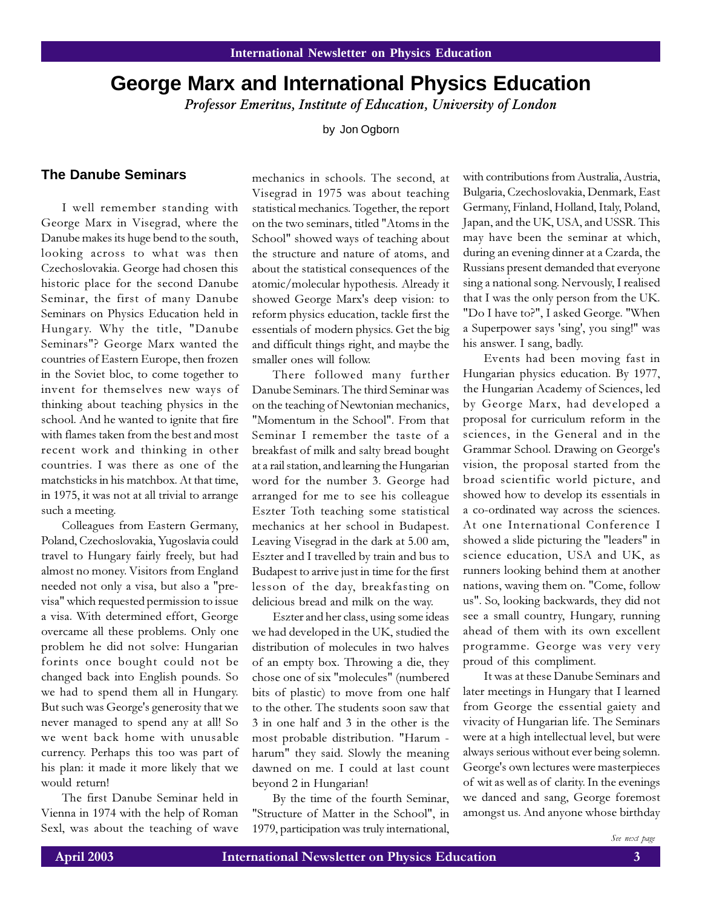# George Marx and International Physics Education

*Professor Emeritus, Institute of Education, University of London*

by Jon Ogborn

## The Danube Seminars

I well remember standing with George Marx in Visegrad, where the Danube makes its huge bend to the south, looking across to what was then Czechoslovakia. George had chosen this historic place for the second Danube Seminar, the first of many Danube Seminars on Physics Education held in Hungary. Why the title, "Danube Seminars"? George Marx wanted the countries of Eastern Europe, then frozen in the Soviet bloc, to come together to invent for themselves new ways of thinking about teaching physics in the school. And he wanted to ignite that fire with flames taken from the best and most recent work and thinking in other countries. I was there as one of the matchsticks in his matchbox. At that time, in 1975, it was not at all trivial to arrange such a meeting.

Colleagues from Eastern Germany, Poland, Czechoslovakia, Yugoslavia could travel to Hungary fairly freely, but had almost no money. Visitors from England needed not only a visa, but also a "pre-visa" which requested permission to issue a visa. With determined effort, George overcame all these problems. Only one problem he did not solve: Hungarian forints once bought could not be changed back into English pounds. So we had to spend them all in Hungary. But such was George's generosity that we never managed to spend any at all! So we went back home with unusable currency. Perhaps this too was part of his plan: it made it more likely that we would return!

The first Danube Seminar held in Vienna in 1974 with the help of Roman Sexl, was about the teaching of wave mechanics in schools. The second, at Visegrad in 1975 was about teaching statistical mechanics. Together, the report on the two seminars, titled "Atoms in the School" showed ways of teaching about the structure and nature of atoms, and about the statistical consequences of the atomic/molecular hypothesis. Already it showed George Marx's deep vision: to reform physics education, tackle first the essentials of modern physics. Get the big and difficult things right, and maybe the smaller ones will follow.

There followed many further Danube Seminars. The third Seminar was on the teaching of Newtonian mechanics, "Momentum in the School". From that Seminar I remember the taste of a breakfast of milk and salty bread bought at a rail station, and learning the Hungarian word for the number 3. George had arranged for me to see his colleague Eszter Toth teaching some statistical mechanics at her school in Budapest. Leaving Visegrad in the dark at 5.00 am, Eszter and I travelled by train and bus to Budapest to arrive just in time for the first lesson of the day, breakfasting on delicious bread and milk on the way.

Eszter and her class, using some ideas we had developed in the UK, studied the distribution of molecules in two halves of an empty box. Throwing a die, they chose one of six "molecules" (numbered bits of plastic) to move from one half to the other. The students soon saw that 3 in one half and 3 in the other is the most probable distribution. "Harum - harum" they said. Slowly the meaning dawned on me. I could at last count beyond 2 in Hungarian!

By the time of the fourth Seminar, "Structure of Matter in the School", in 1979, participation was truly international, with contributions from Australia, Austria, Bulgaria, Czechoslovakia, Denmark, East Germany, Finland, Holland, Italy, Poland, Japan, and the UK, USA, and USSR. This may have been the seminar at which, during an evening dinner at a Czarda, the Russians present demanded that everyone sing a national song. Nervously, I realised that I was the only person from the UK. "Do I have to?", I asked George. "When a Superpower says 'sing', you sing!" was his answer. I sang, badly.

Events had been moving fast in Hungarian physics education. By 1977, the Hungarian Academy of Sciences, led by George Marx, had developed a proposal for curriculum reform in the sciences, in the General and in the Grammar School. Drawing on George's vision, the proposal started from the broad scientific world picture, and showed how to develop its essentials in a co-ordinated way across the sciences. At one International Conference I showed a slide picturing the "leaders" in science education, USA and UK, as runners looking behind them at another nations, waving them on. "Come, follow us". So, looking backwards, they did not see a small country, Hungary, running ahead of them with its own excellent programme. George was very very proud of this compliment.

It was at these Danube Seminars and later meetings in Hungary that I learned from George the essential gaiety and vivacity of Hungarian life. The Seminars were at a high intellectual level, but were always serious without ever being solemn. George's own lectures were masterpieces of wit as well as of clarity. In the evenings we danced and sang, George foremost amongst us. And anyone whose birthday

*See next page*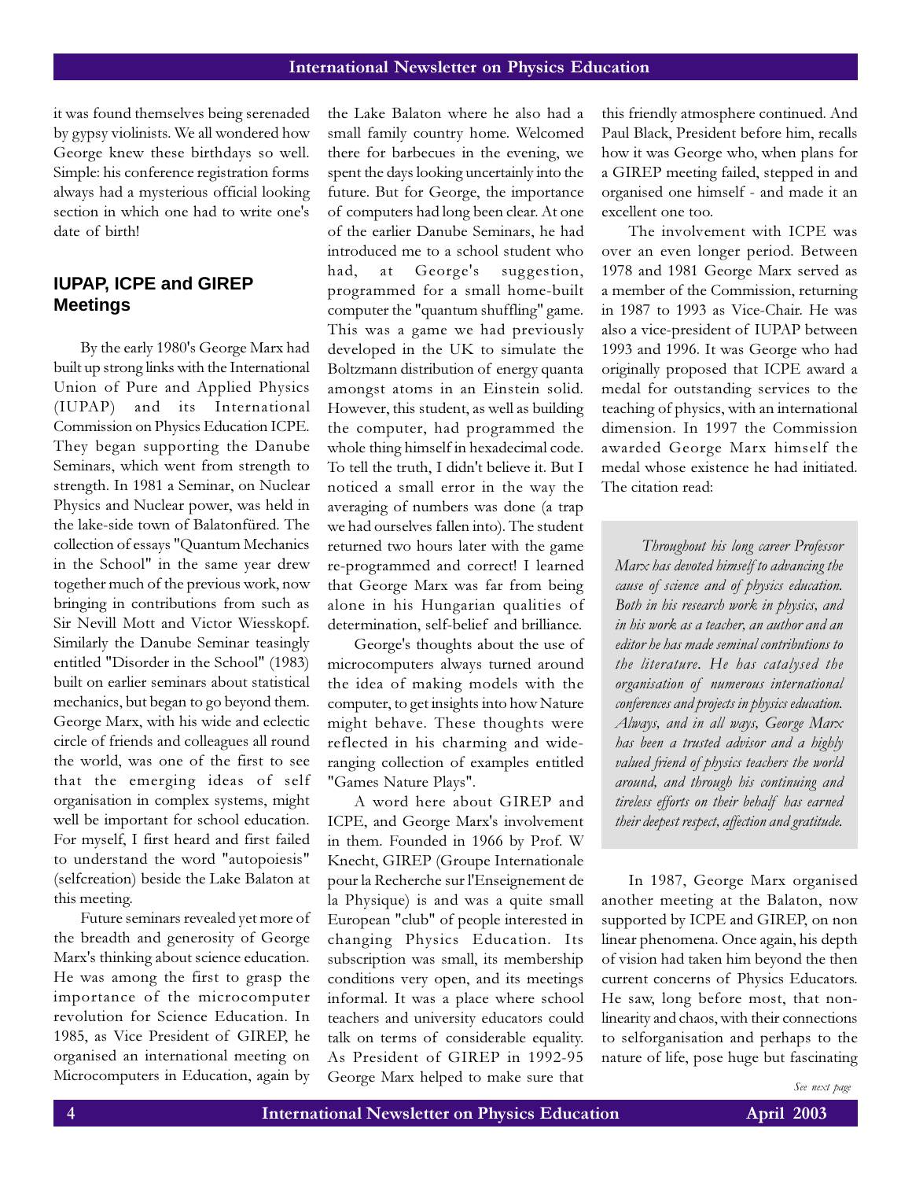it was found themselves being serenaded by gypsy violinists. We all wondered how George knew these birthdays so well. Simple: his conference registration forms always had a mysterious official looking section in which one had to write one's date of birth!

## IUPAP, ICPE and GIREP Meetings

By the early 1980's George Marx had built up strong links with the International Union of Pure and Applied Physics (IUPAP) and its International Commission on Physics Education ICPE. They began supporting the Danube Seminars, which went from strength to strength. In 1981 a Seminar, on Nuclear Physics and Nuclear power, was held in the lake-side town of Balatonfüred. The collection of essays "Quantum Mechanics in the School" in the same year drew together much of the previous work, now bringing in contributions from such as Sir Nevill Mott and Victor Wiesskopf. Similarly the Danube Seminar teasingly entitled "Disorder in the School" (1983) built on earlier seminars about statistical mechanics, but began to go beyond them. George Marx, with his wide and eclectic circle of friends and colleagues all round the world, was one of the first to see that the emerging ideas of self organisation in complex systems, might well be important for school education. For myself, I first heard and first failed to understand the word "autopoiesis" (selfcreation) beside the Lake Balaton at this meeting.

Future seminars revealed yet more of the breadth and generosity of George Marx's thinking about science education. He was among the first to grasp the importance of the microcomputer revolution for Science Education. In 1985, as Vice President of GIREP, he organised an international meeting on Microcomputers in Education, again by the Lake Balaton where he also had a small family country home. Welcomed there for barbecues in the evening, we spent the days looking uncertainly into the future. But for George, the importance of computers had long been clear. At one of the earlier Danube Seminars, he had introduced me to a school student who had, at George's suggestion, programmed for a small home-built computer the "quantum shuffling" game. This was a game we had previously developed in the UK to simulate the Boltzmann distribution of energy quanta amongst atoms in an Einstein solid. However, this student, as well as building the computer, had programmed the whole thing himself in hexadecimal code. To tell the truth, I didn't believe it. But I noticed a small error in the way the averaging of numbers was done (a trap we had ourselves fallen into). The student returned two hours later with the game re-programmed and correct! I learned that George Marx was far from being alone in his Hungarian qualities of determination, self-belief and brilliance.

George's thoughts about the use of microcomputers always turned around the idea of making models with the computer, to get insights into how Nature might behave. These thoughts were reflected in his charming and wide-ranging collection of examples entitled "Games Nature Plays".

A word here about GIREP and ICPE, and George Marx's involvement in them. Founded in 1966 by Prof. W Knecht, GIREP (Groupe Internationale pour la Recherche sur l'Enseignement de la Physique) is and was a quite small European "club" of people interested in changing Physics Education. Its subscription was small, its membership conditions very open, and its meetings informal. It was a place where school teachers and university educators could talk on terms of considerable equality. As President of GIREP in 1992-95 George Marx helped to make sure that this friendly atmosphere continued. And Paul Black, President before him, recalls how it was George who, when plans for a GIREP meeting failed, stepped in and organised one himself - and made it an excellent one too.

The involvement with ICPE was over an even longer period. Between 1978 and 1981 George Marx served as a member of the Commission, returning in 1987 to 1993 as Vice-Chair. He was also a vice-president of IUPAP between 1993 and 1996. It was George who had originally proposed that ICPE award a medal for outstanding services to the teaching of physics, with an international dimension. In 1997 the Commission awarded George Marx himself the medal whose existence he had initiated. The citation read:

> *Throughout his long career Professor Marx has devoted himself to advancing the cause of science and of physics education. Both in his research work in physics, and in his work as a teacher, an author and an editor he has made seminal contributions to the literature. He has catalysed the organisation of numerous international conferences and projects in physics education. Always, and in all ways, George Marx has been a trusted advisor and a highly valued friend of physics teachers the world around, and through his continuing and tireless efforts on their behalf has earned their deepest respect, affection and gratitude.*

In 1987, George Marx organised another meeting at the Balaton, now supported by ICPE and GIREP, on non linear phenomena. Once again, his depth of vision had taken him beyond the then current concerns of Physics Educators. He saw, long before most, that non-linearity and chaos, with their connections to selforganisation and perhaps to the nature of life, pose huge but fascinating

*See next page*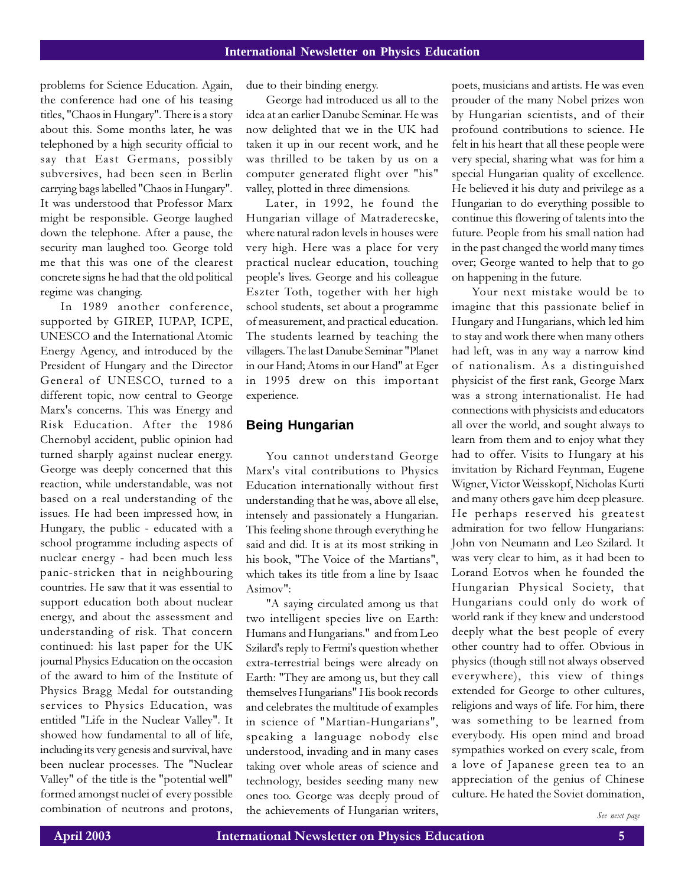problems for Science Education. Again, the conference had one of his teasing titles, "Chaos in Hungary". There is a story about this. Some months later, he was telephoned by a high security official to say that East Germans, possibly subversives, had been seen in Berlin carrying bags labelled "Chaos in Hungary". It was understood that Professor Marx might be responsible. George laughed down the telephone. After a pause, the security man laughed too. George told me that this was one of the clearest concrete signs he had that the old political regime was changing.

In 1989 another conference, supported by GIREP, IUPAP, ICPE, UNESCO and the International Atomic Energy Agency, and introduced by the President of Hungary and the Director General of UNESCO, turned to a different topic, now central to George Marx's concerns. This was Energy and Risk Education. After the 1986 Chernobyl accident, public opinion had turned sharply against nuclear energy. George was deeply concerned that this reaction, while understandable, was not based on a real understanding of the issues. He had been impressed how, in Hungary, the public - educated with a school programme including aspects of nuclear energy - had been much less panic-stricken that in neighbouring countries. He saw that it was essential to support education both about nuclear energy, and about the assessment and understanding of risk. That concern continued: his last paper for the UK journal Physics Education on the occasion of the award to him of the Institute of Physics Bragg Medal for outstanding services to Physics Education, was entitled "Life in the Nuclear Valley". It showed how fundamental to all of life, including its very genesis and survival, have been nuclear processes. The "Nuclear Valley" of the title is the "potential well" formed amongst nuclei of every possible combination of neutrons and protons, due to their binding energy.

George had introduced us all to the idea at an earlier Danube Seminar. He was now delighted that we in the UK had taken it up in our recent work, and he was thrilled to be taken by us on a computer generated flight over "his" valley, plotted in three dimensions.

Later, in 1992, he found the Hungarian village of Matraderecske, where natural radon levels in houses were very high. Here was a place for very practical nuclear education, touching people's lives. George and his colleague Eszter Toth, together with her high school students, set about a programme of measurement, and practical education. The students learned by teaching the villagers. The last Danube Seminar "Planet in our Hand; Atoms in our Hand" at Eger in 1995 drew on this important experience.

## Being Hungarian

You cannot understand George Marx's vital contributions to Physics Education internationally without first understanding that he was, above all else, intensely and passionately a Hungarian. This feeling shone through everything he said and did. It is at its most striking in his book, "The Voice of the Martians", which takes its title from a line by Isaac Asimov":

"A saying circulated among us that two intelligent species live on Earth: Humans and Hungarians." and from Leo Szilard's reply to Fermi's question whether extra-terrestrial beings were already on Earth: "They are among us, but they call themselves Hungarians" His book records and celebrates the multitude of examples in science of "Martian-Hungarians", speaking a language nobody else understood, invading and in many cases taking over whole areas of science and technology, besides seeding many new ones too. George was deeply proud of the achievements of Hungarian writers, poets, musicians and artists. He was even prouder of the many Nobel prizes won by Hungarian scientists, and of their profound contributions to science. He felt in his heart that all these people were very special, sharing what was for him a special Hungarian quality of excellence. He believed it his duty and privilege as a Hungarian to do everything possible to continue this flowering of talents into the future. People from his small nation had in the past changed the world many times over; George wanted to help that to go on happening in the future.

Your next mistake would be to imagine that this passionate belief in Hungary and Hungarians, which led him to stay and work there when many others had left, was in any way a narrow kind of nationalism. As a distinguished physicist of the first rank, George Marx was a strong internationalist. He had connections with physicists and educators all over the world, and sought always to learn from them and to enjoy what they had to offer. Visits to Hungary at his invitation by Richard Feynman, Eugene Wigner, Victor Weisskopf, Nicholas Kurti and many others gave him deep pleasure. He perhaps reserved his greatest admiration for two fellow Hungarians: John von Neumann and Leo Szilard. It was very clear to him, as it had been to Lorand Eotvos when he founded the Hungarian Physical Society, that Hungarians could only do work of world rank if they knew and understood deeply what the best people of every other country had to offer. Obvious in physics (though still not always observed everywhere), this view of things extended for George to other cultures, religions and ways of life. For him, there was something to be learned from everybody. His open mind and broad sympathies worked on every scale, from a love of Japanese green tea to an appreciation of the genius of Chinese culture. He hated the Soviet domination,

*See next page*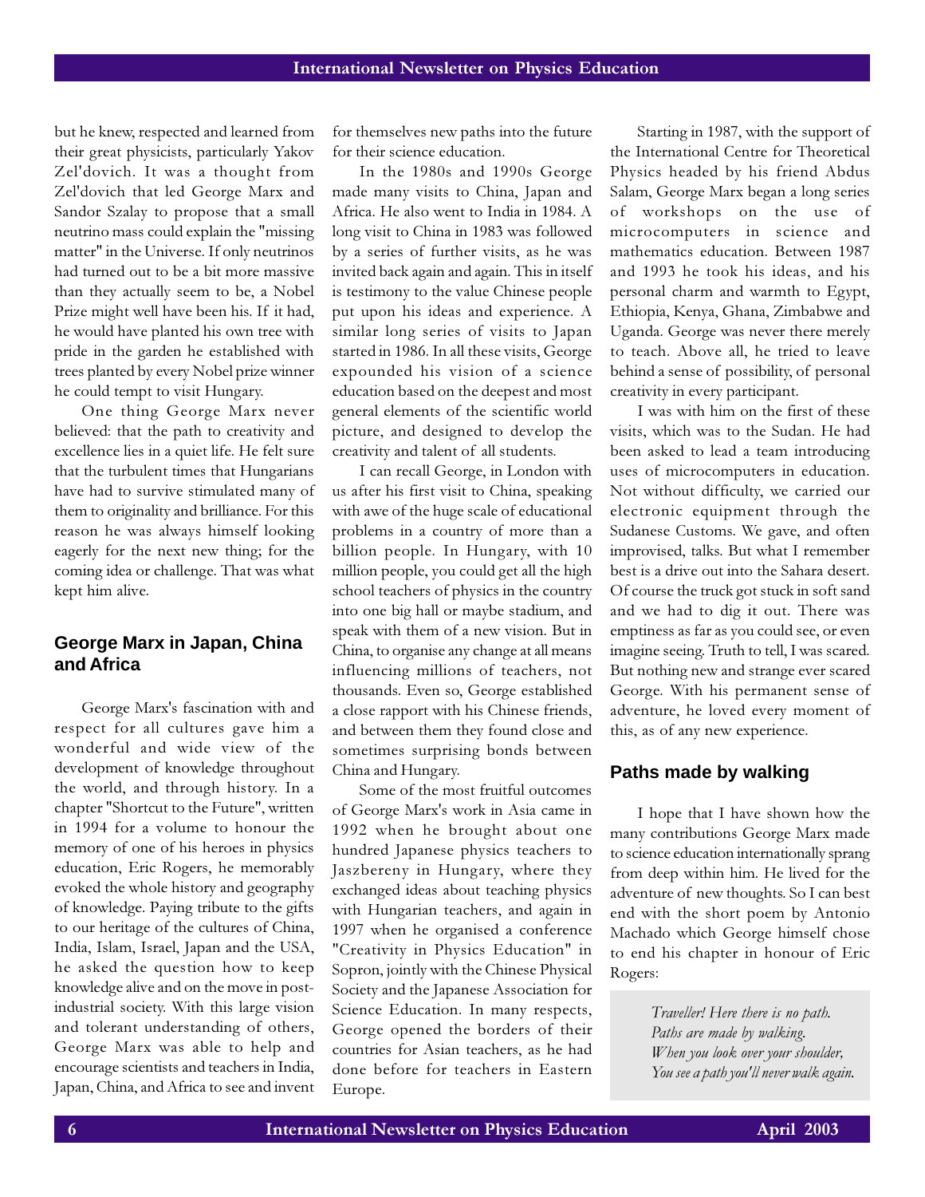but he knew, respected and learned from their great physicists, particularly Yakov Zel'dovich. It was a thought from Zel'dovich that led George Marx and Sandor Szalay to propose that a small neutrino mass could explain the "missing matter" in the Universe. If only neutrinos had turned out to be a bit more massive than they actually seem to be, a Nobel Prize might well have been his. If it had, he would have planted his own tree with pride in the garden he established with trees planted by every Nobel prize winner he could tempt to visit Hungary.

One thing George Marx never believed: that the path to creativity and excellence lies in a quiet life. He felt sure that the turbulent times that Hungarians have had to survive stimulated many of them to originality and brilliance. For this reason he was always himself looking eagerly for the next new thing; for the coming idea or challenge. That was what kept him alive.

## George Marx in Japan, China and Africa

George Marx's fascination with and respect for all cultures gave him a wonderful and wide view of the development of knowledge throughout the world, and through history. In a chapter "Shortcut to the Future", written in 1994 for a volume to honour the memory of one of his heroes in physics education, Eric Rogers, he memorably evoked the whole history and geography of knowledge. Paying tribute to the gifts to our heritage of the cultures of China, India, Islam, Israel, Japan and the USA, he asked the question how to keep knowledge alive and on the move in post-industrial society. With this large vision and tolerant understanding of others, George Marx was able to help and encourage scientists and teachers in India, Japan, China, and Africa to see and invent for themselves new paths into the future for their science education.

In the 1980s and 1990s George made many visits to China, Japan and Africa. He also went to India in 1984. A long visit to China in 1983 was followed by a series of further visits, as he was invited back again and again. This in itself is testimony to the value Chinese people put upon his ideas and experience. A similar long series of visits to Japan started in 1986. In all these visits, George expounded his vision of a science education based on the deepest and most general elements of the scientific world picture, and designed to develop the creativity and talent of all students.

I can recall George, in London with us after his first visit to China, speaking with awe of the huge scale of educational problems in a country of more than a billion people. In Hungary, with 10 million people, you could get all the high school teachers of physics in the country into one big hall or maybe stadium, and speak with them of a new vision. But in China, to organise any change at all means influencing millions of teachers, not thousands. Even so, George established a close rapport with his Chinese friends, and between them they found close and sometimes surprising bonds between China and Hungary.

Some of the most fruitful outcomes of George Marx's work in Asia came in 1992 when he brought about one hundred Japanese physics teachers to Jaszbereny in Hungary, where they exchanged ideas about teaching physics with Hungarian teachers, and again in 1997 when he organised a conference "Creativity in Physics Education" in Sopron, jointly with the Chinese Physical Society and the Japanese Association for Science Education. In many respects, George opened the borders of their countries for Asian teachers, as he had done before for teachers in Eastern Europe.

Starting in 1987, with the support of the International Centre for Theoretical Physics headed by his friend Abdus Salam, George Marx began a long series of workshops on the use of microcomputers in science and mathematics education. Between 1987 and 1993 he took his ideas, and his personal charm and warmth to Egypt, Ethiopia, Kenya, Ghana, Zimbabwe and Uganda. George was never there merely to teach. Above all, he tried to leave behind a sense of possibility, of personal creativity in every participant.

I was with him on the first of these visits, which was to the Sudan. He had been asked to lead a team introducing uses of microcomputers in education. Not without difficulty, we carried our electronic equipment through the Sudanese Customs. We gave, and often improvised, talks. But what I remember best is a drive out into the Sahara desert. Of course the truck got stuck in soft sand and we had to dig it out. There was emptiness as far as you could see, or even imagine seeing. Truth to tell, I was scared. But nothing new and strange ever scared George. With his permanent sense of adventure, he loved every moment of this, as of any new experience.

## Paths made by walking

I hope that I have shown how the many contributions George Marx made to science education internationally sprang from deep within him. He lived for the adventure of new thoughts. So I can best end with the short poem by Antonio Machado which George himself chose to end his chapter in honour of Eric Rogers:

> *Traveller! Here there is no path.*
> *Paths are made by walking.*
> *When you look over your shoulder,*
> *You see a path you'll never walk again.*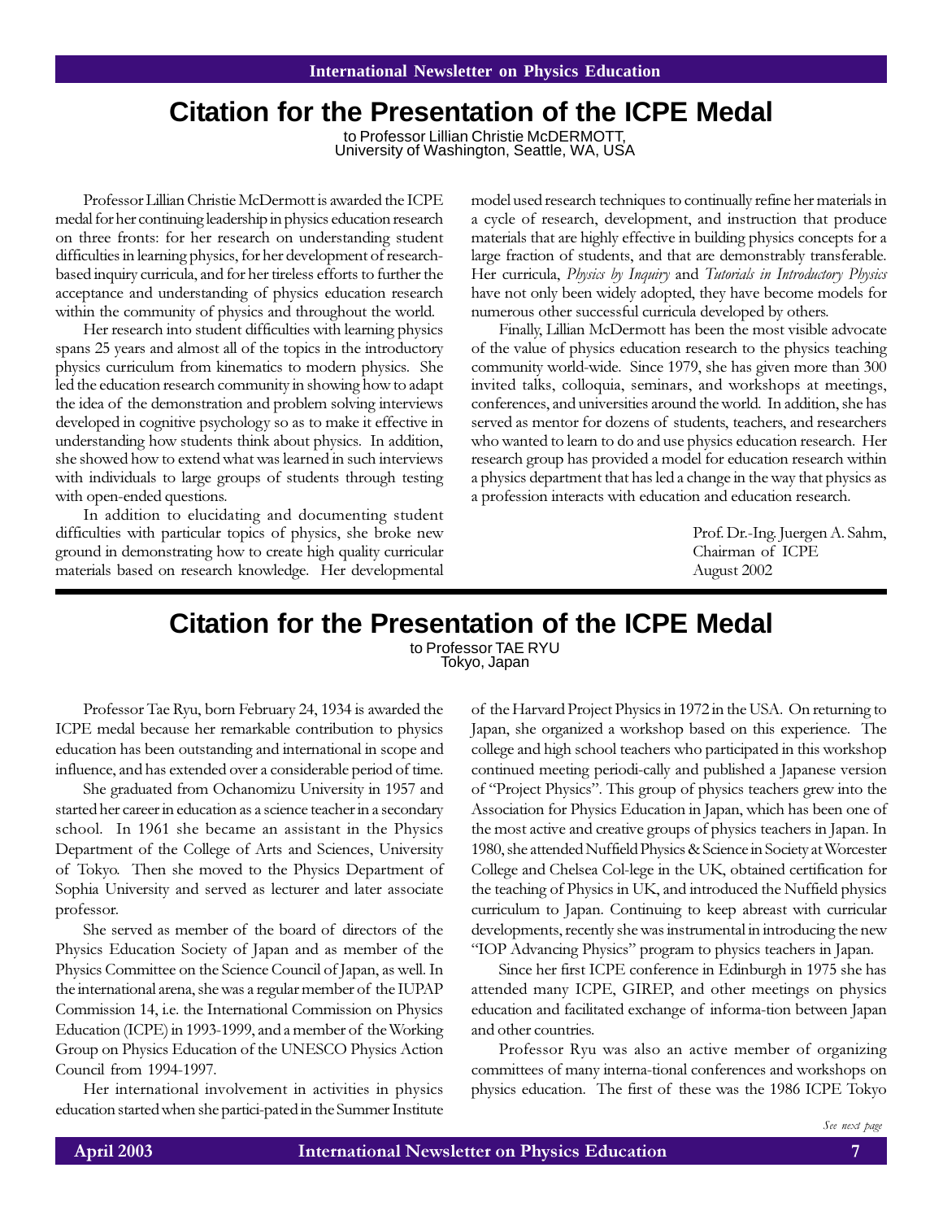# Citation for the Presentation of the ICPE Medal

to Professor Lillian Christie McDERMOTT,
University of Washington, Seattle, WA, USA

Professor Lillian Christie McDermott is awarded the ICPE medal for her continuing leadership in physics education research on three fronts: for her research on understanding student difficulties in learning physics, for her development of research-based inquiry curricula, and for her tireless efforts to further the acceptance and understanding of physics education research within the community of physics and throughout the world.

Her research into student difficulties with learning physics spans 25 years and almost all of the topics in the introductory physics curriculum from kinematics to modern physics. She led the education research community in showing how to adapt the idea of the demonstration and problem solving interviews developed in cognitive psychology so as to make it effective in understanding how students think about physics. In addition, she showed how to extend what was learned in such interviews with individuals to large groups of students through testing with open-ended questions.

In addition to elucidating and documenting student difficulties with particular topics of physics, she broke new ground in demonstrating how to create high quality curricular materials based on research knowledge. Her developmental model used research techniques to continually refine her materials in a cycle of research, development, and instruction that produce materials that are highly effective in building physics concepts for a large fraction of students, and that are demonstrably transferable. Her curricula, *Physics by Inquiry* and *Tutorials in Introductory Physics* have not only been widely adopted, they have become models for numerous other successful curricula developed by others.

Finally, Lillian McDermott has been the most visible advocate of the value of physics education research to the physics teaching community world-wide. Since 1979, she has given more than 300 invited talks, colloquia, seminars, and workshops at meetings, conferences, and universities around the world. In addition, she has served as mentor for dozens of students, teachers, and researchers who wanted to learn to do and use physics education research. Her research group has provided a model for education research within a physics department that has led a change in the way that physics as a profession interacts with education and education research.

Prof. Dr.-Ing. Juergen A. Sahm,
Chairman of ICPE
August 2002

# Citation for the Presentation of the ICPE Medal

to Professor TAE RYU
Tokyo, Japan

Professor Tae Ryu, born February 24, 1934 is awarded the ICPE medal because her remarkable contribution to physics education has been outstanding and international in scope and influence, and has extended over a considerable period of time.

She graduated from Ochanomizu University in 1957 and started her career in education as a science teacher in a secondary school. In 1961 she became an assistant in the Physics Department of the College of Arts and Sciences, University of Tokyo. Then she moved to the Physics Department of Sophia University and served as lecturer and later associate professor.

She served as member of the board of directors of the Physics Education Society of Japan and as member of the Physics Committee on the Science Council of Japan, as well. In the international arena, she was a regular member of the IUPAP Commission 14, i.e. the International Commission on Physics Education (ICPE) in 1993-1999, and a member of the Working Group on Physics Education of the UNESCO Physics Action Council from 1994-1997.

Her international involvement in activities in physics education started when she partici-pated in the Summer Institute of the Harvard Project Physics in 1972 in the USA. On returning to Japan, she organized a workshop based on this experience. The college and high school teachers who participated in this workshop continued meeting periodi-cally and published a Japanese version of "Project Physics". This group of physics teachers grew into the Association for Physics Education in Japan, which has been one of the most active and creative groups of physics teachers in Japan. In 1980, she attended Nuffield Physics & Science in Society at Worcester College and Chelsea Col-lege in the UK, obtained certification for the teaching of Physics in UK, and introduced the Nuffield physics curriculum to Japan. Continuing to keep abreast with curricular developments, recently she was instrumental in introducing the new "IOP Advancing Physics" program to physics teachers in Japan.

Since her first ICPE conference in Edinburgh in 1975 she has attended many ICPE, GIREP, and other meetings on physics education and facilitated exchange of informa-tion between Japan and other countries.

Professor Ryu was also an active member of organizing committees of many interna-tional conferences and workshops on physics education. The first of these was the 1986 ICPE Tokyo

*See next page*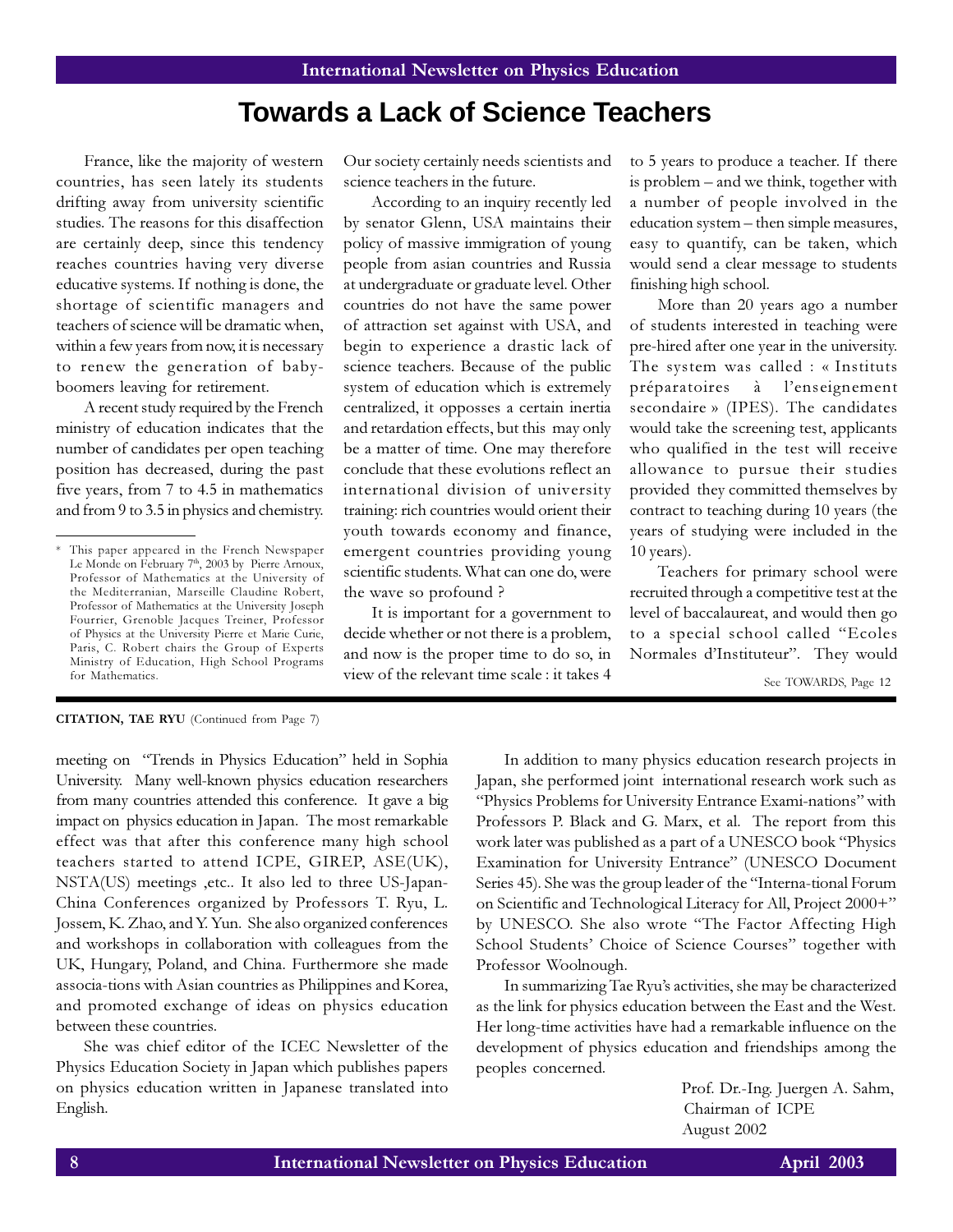# Towards a Lack of Science Teachers

France, like the majority of western countries, has seen lately its students drifting away from university scientific studies. The reasons for this disaffection are certainly deep, since this tendency reaches countries having very diverse educative systems. If nothing is done, the shortage of scientific managers and teachers of science will be dramatic when, within a few years from now, it is necessary to renew the generation of baby-boomers leaving for retirement.

A recent study required by the French ministry of education indicates that the number of candidates per open teaching position has decreased, during the past five years, from 7 to 4.5 in mathematics and from 9 to 3.5 in physics and chemistry. Our society certainly needs scientists and science teachers in the future.

According to an inquiry recently led by senator Glenn, USA maintains their policy of massive immigration of young people from asian countries and Russia at undergraduate or graduate level. Other countries do not have the same power of attraction set against with USA, and begin to experience a drastic lack of science teachers. Because of the public system of education which is extremely centralized, it opposses a certain inertia and retardation effects, but this may only be a matter of time. One may therefore conclude that these evolutions reflect an international division of university training: rich countries would orient their youth towards economy and finance, emergent countries providing young scientific students. What can one do, were the wave so profound ?

It is important for a government to decide whether or not there is a problem, and now is the proper time to do so, in view of the relevant time scale : it takes 4 to 5 years to produce a teacher. If there is problem – and we think, together with a number of people involved in the education system – then simple measures, easy to quantify, can be taken, which would send a clear message to students finishing high school.

More than 20 years ago a number of students interested in teaching were pre-hired after one year in the university. The system was called : « Instituts préparatoires à l'enseignement secondaire » (IPES). The candidates would take the screening test, applicants who qualified in the test will receive allowance to pursue their studies provided they committed themselves by contract to teaching during 10 years (the years of studying were included in the 10 years).

Teachers for primary school were recruited through a competitive test at the level of baccalaureat, and would then go to a special school called "Ecoles Normales d'Instituteur". They would

See TOWARDS, Page 12

* This paper appeared in the French Newspaper Le Monde on February 7th, 2003 by Pierre Arnoux, Professor of Mathematics at the University of the Mediterranian, Marseille Claudine Robert, Professor of Mathematics at the University Joseph Fourrier, Grenoble Jacques Treiner, Professor of Physics at the University Pierre et Marie Curie, Paris, C. Robert chairs the Group of Experts Ministry of Education, High School Programs for Mathematics.

---

**CITATION, TAE RYU** (Continued from Page 7)

meeting on "Trends in Physics Education" held in Sophia University. Many well-known physics education researchers from many countries attended this conference. It gave a big impact on physics education in Japan. The most remarkable effect was that after this conference many high school teachers started to attend ICPE, GIREP, ASE(UK), NSTA(US) meetings ,etc.. It also led to three US-Japan-China Conferences organized by Professors T. Ryu, L. Jossem, K. Zhao, and Y. Yun. She also organized conferences and workshops in collaboration with colleagues from the UK, Hungary, Poland, and China. Furthermore she made associa-tions with Asian countries as Philippines and Korea, and promoted exchange of ideas on physics education between these countries.

She was chief editor of the ICEC Newsletter of the Physics Education Society in Japan which publishes papers on physics education written in Japanese translated into English.

In addition to many physics education research projects in Japan, she performed joint international research work such as "Physics Problems for University Entrance Exami-nations" with Professors P. Black and G. Marx, et al. The report from this work later was published as a part of a UNESCO book "Physics Examination for University Entrance" (UNESCO Document Series 45). She was the group leader of the "Interna-tional Forum on Scientific and Technological Literacy for All, Project 2000+" by UNESCO. She also wrote "The Factor Affecting High School Students' Choice of Science Courses" together with Professor Woolnough.

In summarizing Tae Ryu's activities, she may be characterized as the link for physics education between the East and the West. Her long-time activities have had a remarkable influence on the development of physics education and friendships among the peoples concerned.

Prof. Dr.-Ing. Juergen A. Sahm,
Chairman of ICPE
August 2002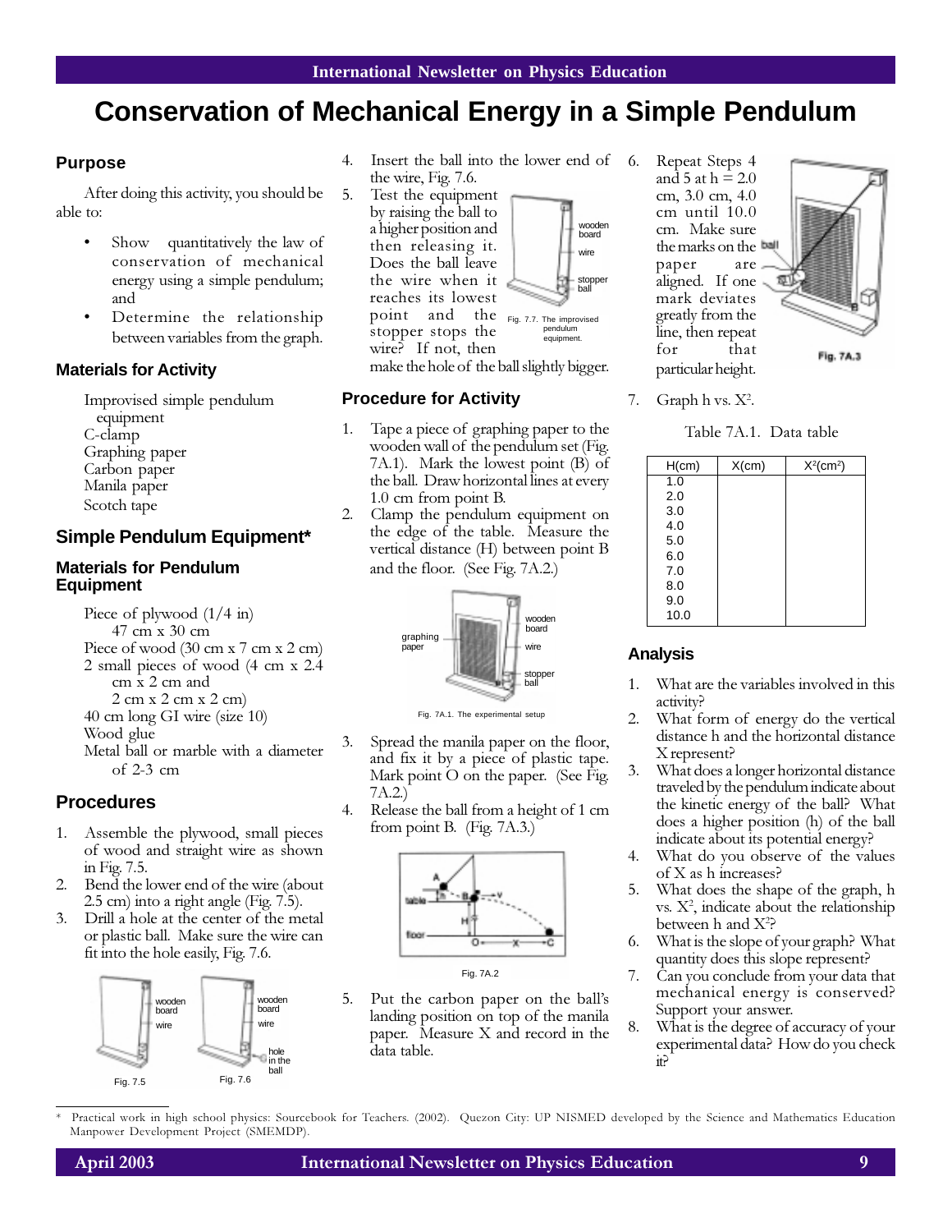# Conservation of Mechanical Energy in a Simple Pendulum

## Purpose

After doing this activity, you should be able to:

- Show quantitatively the law of conservation of mechanical energy using a simple pendulum; and
- Determine the relationship between variables from the graph.

## Materials for Activity

Improvised simple pendulum equipment
C-clamp
Graphing paper
Carbon paper
Manila paper
Scotch tape

## Simple Pendulum Equipment*

### Materials for Pendulum Equipment

Piece of plywood (1/4 in) 47 cm x 30 cm
Piece of wood (30 cm x 7 cm x 2 cm)
2 small pieces of wood (4 cm x 2.4 cm x 2 cm and 2 cm x 2 cm x 2 cm)
40 cm long GI wire (size 10)
Wood glue
Metal ball or marble with a diameter of 2-3 cm

## Procedures

1. Assemble the plywood, small pieces of wood and straight wire as shown in Fig. 7.5.
2. Bend the lower end of the wire (about 2.5 cm) into a right angle (Fig. 7.5).
3. Drill a hole at the center of the metal or plastic ball. Make sure the wire can fit into the hole easily, Fig. 7.6.

wooden board
wire

Fig. 7.5

wooden board
wire
hole in the ball

Fig. 7.6

4. Insert the ball into the lower end of the wire, Fig. 7.6.
5. Test the equipment by raising the ball to a higher position and then releasing it. Does the ball leave the wire when it reaches its lowest point and the stopper stops the wire? If not, then make the hole of the ball slightly bigger.

wooden board
wire
stopper ball

Fig. 7.7. The improvised pendulum equipment.

## Procedure for Activity

1. Tape a piece of graphing paper to the wooden wall of the pendulum set (Fig. 7A.1). Mark the lowest point (B) of the ball. Draw horizontal lines at every 1.0 cm from point B.
2. Clamp the pendulum equipment on the edge of the table. Measure the vertical distance (H) between point B and the floor. (See Fig. 7A.2.)

graphing paper
wooden board
wire
stopper ball

Fig. 7A.1. The experimental setup

3. Spread the manila paper on the floor, and fix it by a piece of plastic tape. Mark point O on the paper. (See Fig. 7A.2.)
4. Release the ball from a height of 1 cm from point B. (Fig. 7A.3.)

A
h
B
v
table
H
floor
O
X
C

Fig. 7A.2

5. Put the carbon paper on the ball's landing position on top of the manila paper. Measure X and record in the data table.
6. Repeat Steps 4 and 5 at h = 2.0 cm, 3.0 cm, 4.0 cm until 10.0 cm. Make sure the marks on the paper are aligned. If one mark deviates greatly from the line, then repeat for that particular height.

ball
B

Fig. 7A.3

7. Graph h vs. $X^2$.

Table 7A.1. Data table

| H(cm) | X(cm) | $X^2$(cm$^2$) |
|---|---|---|
| 1.0 | | |
| 2.0 | | |
| 3.0 | | |
| 4.0 | | |
| 5.0 | | |
| 6.0 | | |
| 7.0 | | |
| 8.0 | | |
| 9.0 | | |
| 10.0 | | |

## Analysis

1. What are the variables involved in this activity?
2. What form of energy do the vertical distance h and the horizontal distance X represent?
3. What does a longer horizontal distance traveled by the pendulum indicate about the kinetic energy of the ball? What does a higher position (h) of the ball indicate about its potential energy?
4. What do you observe of the values of X as h increases?
5. What does the shape of the graph, h vs. $X^2$, indicate about the relationship between h and $X^2$?
6. What is the slope of your graph? What quantity does this slope represent?
7. Can you conclude from your data that mechanical energy is conserved? Support your answer.
8. What is the degree of accuracy of your experimental data? How do you check it?

---

\* Practical work in high school physics: Sourcebook for Teachers. (2002). Quezon City: UP NISMED developed by the Science and Mathematics Education Manpower Development Project (SMEMDP).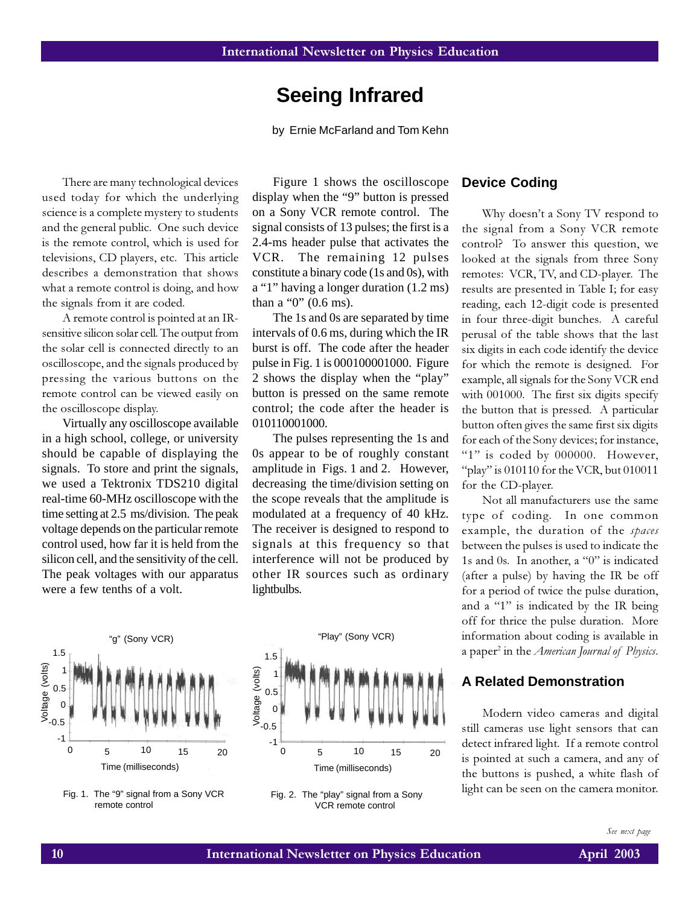# Seeing Infrared

by Ernie McFarland and Tom Kehn

There are many technological devices used today for which the underlying science is a complete mystery to students and the general public. One such device is the remote control, which is used for televisions, CD players, etc. This article describes a demonstration that shows what a remote control is doing, and how the signals from it are coded.

A remote control is pointed at an IR-sensitive silicon solar cell. The output from the solar cell is connected directly to an oscilloscope, and the signals produced by pressing the various buttons on the remote control can be viewed easily on the oscilloscope display.

Virtually any oscilloscope available in a high school, college, or university should be capable of displaying the signals. To store and print the signals, we used a Tektronix TDS210 digital real-time 60-MHz oscilloscope with the time setting at 2.5 ms/division. The peak voltage depends on the particular remote control used, how far it is held from the silicon cell, and the sensitivity of the cell. The peak voltages with our apparatus were a few tenths of a volt.

Figure 1 shows the oscilloscope display when the "9" button is pressed on a Sony VCR remote control. The signal consists of 13 pulses; the first is a 2.4-ms header pulse that activates the VCR. The remaining 12 pulses constitute a binary code (1s and 0s), with a "1" having a longer duration (1.2 ms) than a "0" (0.6 ms).

The 1s and 0s are separated by time intervals of 0.6 ms, during which the IR burst is off. The code after the header pulse in Fig. 1 is 000100001000. Figure 2 shows the display when the "play" button is pressed on the same remote control; the code after the header is 010110001000.

The pulses representing the 1s and 0s appear to be of roughly constant amplitude in Figs. 1 and 2. However, decreasing the time/division setting on the scope reveals that the amplitude is modulated at a frequency of 40 kHz. The receiver is designed to respond to signals at this frequency so that interference will not be produced by other IR sources such as ordinary lightbulbs.

"9" (Sony VCR)

Voltage (volts)

1.5
1
0.5
0
-0.5
-1

0 5 10 15 20

Time (milliseconds)

Fig. 1. The "9" signal from a Sony VCR remote control

"Play" (Sony VCR)

Voltage (volts)

1.5
1
0.5
0
-0.5
-1

0 5 10 15 20

Time (milliseconds)

Fig. 2. The "play" signal from a Sony VCR remote control

## Device Coding

Why doesn't a Sony TV respond to the signal from a Sony VCR remote control? To answer this question, we looked at the signals from three Sony remotes: VCR, TV, and CD-player. The results are presented in Table I; for easy reading, each 12-digit code is presented in four three-digit bunches. A careful perusal of the table shows that the last six digits in each code identify the device for which the remote is designed. For example, all signals for the Sony VCR end with 001000. The first six digits specify the button that is pressed. A particular button often gives the same first six digits for each of the Sony devices; for instance, "1" is coded by 000000. However, "play" is 010110 for the VCR, but 010011 for the CD-player.

Not all manufacturers use the same type of coding. In one common example, the duration of the *spaces* between the pulses is used to indicate the 1s and 0s. In another, a "0" is indicated (after a pulse) by having the IR be off for a period of twice the pulse duration, and a "1" is indicated by the IR being off for thrice the pulse duration. More information about coding is available in a paper[2] in the *American Journal of Physics*.

## A Related Demonstration

Modern video cameras and digital still cameras use light sensors that can detect infrared light. If a remote control is pointed at such a camera, and any of the buttons is pushed, a white flash of light can be seen on the camera monitor.

*See next page*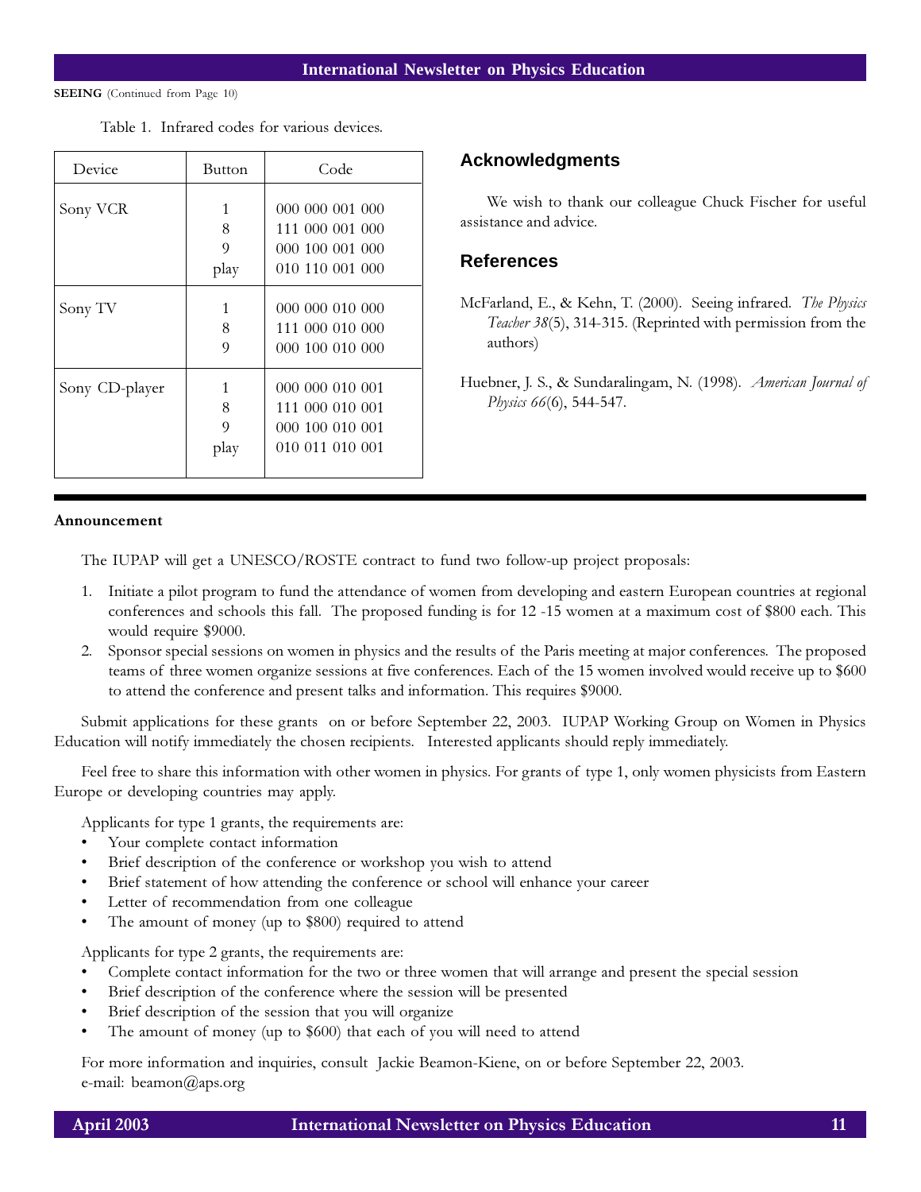**SEEING** (Continued from Page 10)

Table 1. Infrared codes for various devices.

| Device | Button | Code |
|---|---|---|
| Sony VCR | 1 | 000 000 001 000 |
| | 8 | 111 000 001 000 |
| | 9 | 000 100 001 000 |
| | play | 010 110 001 000 |
| Sony TV | 1 | 000 000 010 000 |
| | 8 | 111 000 010 000 |
| | 9 | 000 100 010 000 |
| Sony CD-player | 1 | 000 000 010 001 |
| | 8 | 111 000 010 001 |
| | 9 | 000 100 010 001 |
| | play | 010 011 010 001 |

## Acknowledgments

We wish to thank our colleague Chuck Fischer for useful assistance and advice.

## References

McFarland, E., & Kehn, T. (2000). Seeing infrared. *The Physics Teacher 38*(5), 314-315. (Reprinted with permission from the authors)

Huebner, J. S., & Sundaralingam, N. (1998). *American Journal of Physics 66*(6), 544-547.

---

**Announcement**

The IUPAP will get a UNESCO/ROSTE contract to fund two follow-up project proposals:

1. Initiate a pilot program to fund the attendance of women from developing and eastern European countries at regional conferences and schools this fall. The proposed funding is for 12 -15 women at a maximum cost of $800 each. This would require $9000.
2. Sponsor special sessions on women in physics and the results of the Paris meeting at major conferences. The proposed teams of three women organize sessions at five conferences. Each of the 15 women involved would receive up to $600 to attend the conference and present talks and information. This requires $9000.

Submit applications for these grants on or before September 22, 2003. IUPAP Working Group on Women in Physics Education will notify immediately the chosen recipients. Interested applicants should reply immediately.

Feel free to share this information with other women in physics. For grants of type 1, only women physicists from Eastern Europe or developing countries may apply.

Applicants for type 1 grants, the requirements are:

- Your complete contact information
- Brief description of the conference or workshop you wish to attend
- Brief statement of how attending the conference or school will enhance your career
- Letter of recommendation from one colleague
- The amount of money (up to $800) required to attend

Applicants for type 2 grants, the requirements are:

- Complete contact information for the two or three women that will arrange and present the special session
- Brief description of the conference where the session will be presented
- Brief description of the session that you will organize
- The amount of money (up to $600) that each of you will need to attend

For more information and inquiries, consult Jackie Beamon-Kiene, on or before September 22, 2003.
e-mail: beamon@aps.org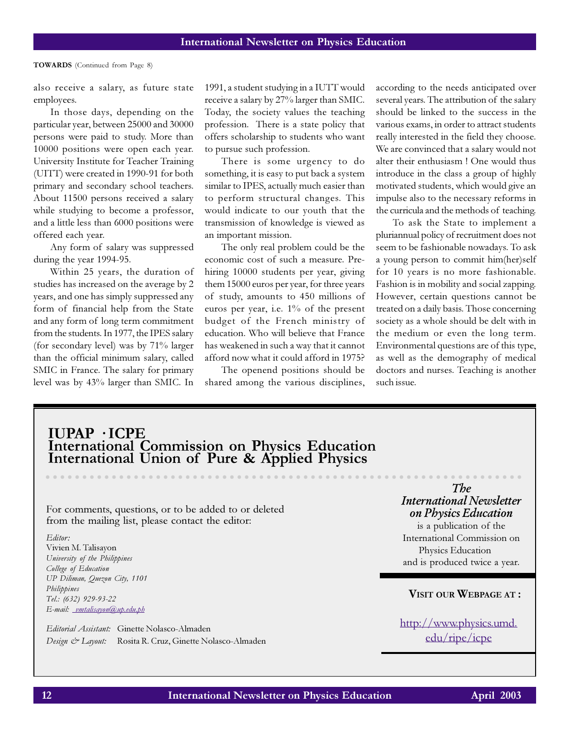**TOWARDS** (Continued from Page 8)

also receive a salary, as future state employees.

In those days, depending on the particular year, between 25000 and 30000 persons were paid to study. More than 10000 positions were open each year. University Institute for Teacher Training (UITT) were created in 1990-91 for both primary and secondary school teachers. About 11500 persons received a salary while studying to become a professor, and a little less than 6000 positions were offered each year.

Any form of salary was suppressed during the year 1994-95.

Within 25 years, the duration of studies has increased on the average by 2 years, and one has simply suppressed any form of financial help from the State and any form of long term commitment from the students. In 1977, the IPES salary (for secondary level) was by 71% larger than the official minimum salary, called SMIC in France. The salary for primary level was by 43% larger than SMIC. In 1991, a student studying in a IUTT would receive a salary by 27% larger than SMIC. Today, the society values the teaching profession. There is a state policy that offers scholarship to students who want to pursue such profession.

There is some urgency to do something, it is easy to put back a system similar to IPES, actually much easier than to perform structural changes. This would indicate to our youth that the transmission of knowledge is viewed as an important mission.

The only real problem could be the economic cost of such a measure. Pre-hiring 10000 students per year, giving them 15000 euros per year, for three years of study, amounts to 450 millions of euros per year, i.e. 1% of the present budget of the French ministry of education. Who will believe that France has weakened in such a way that it cannot afford now what it could afford in 1975?

The openend positions should be shared among the various disciplines, according to the needs anticipated over several years. The attribution of the salary should be linked to the success in the various exams, in order to attract students really interested in the field they choose. We are convinced that a salary would not alter their enthusiasm ! One would thus introduce in the class a group of highly motivated students, which would give an impulse also to the necessary reforms in the curricula and the methods of teaching.

To ask the State to implement a pluriannual policy of recruitment does not seem to be fashionable nowadays. To ask a young person to commit him(her)self for 10 years is no more fashionable. Fashion is in mobility and social zapping. However, certain questions cannot be treated on a daily basis. Those concerning society as a whole should be delt with in the medium or even the long term. Environmental questions are of this type, as well as the demography of medical doctors and nurses. Teaching is another such issue.

## IUPAP · ICPE
## International Commission on Physics Education
## International Union of Pure & Applied Physics

For comments, questions, or to be added to or deleted from the mailing list, please contact the editor:

*Editor:*
Vivien M. Talisayon
*University of the Philippines*
*College of Education*
*UP Diliman, Quezon City, 1101*
*Philippines*
*Tel.: (632) 929-93-22*
*E-mail: vmtalisayon@up.edu.ph*

*Editorial Assistant:* Ginette Nolasco-Almaden
*Design & Layout:* Rosita R. Cruz, Ginette Nolasco-Almaden

***The International Newsletter on Physics Education*** is a publication of the International Commission on Physics Education and is produced twice a year.

**VISIT OUR WEBPAGE AT :**

http://www.physics.umd.edu/ripe/icpe